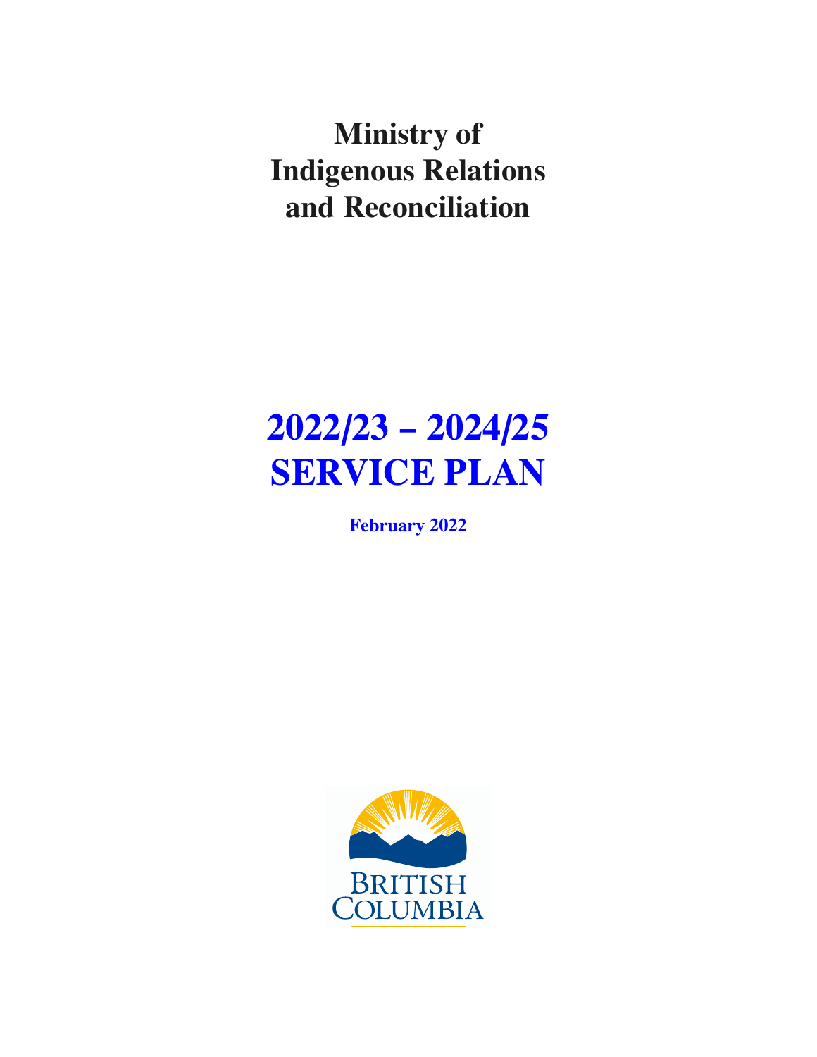# Ministry of Indigenous Relations and Reconciliation

# 2022/23 – 2024/25 SERVICE PLAN

**February 2022**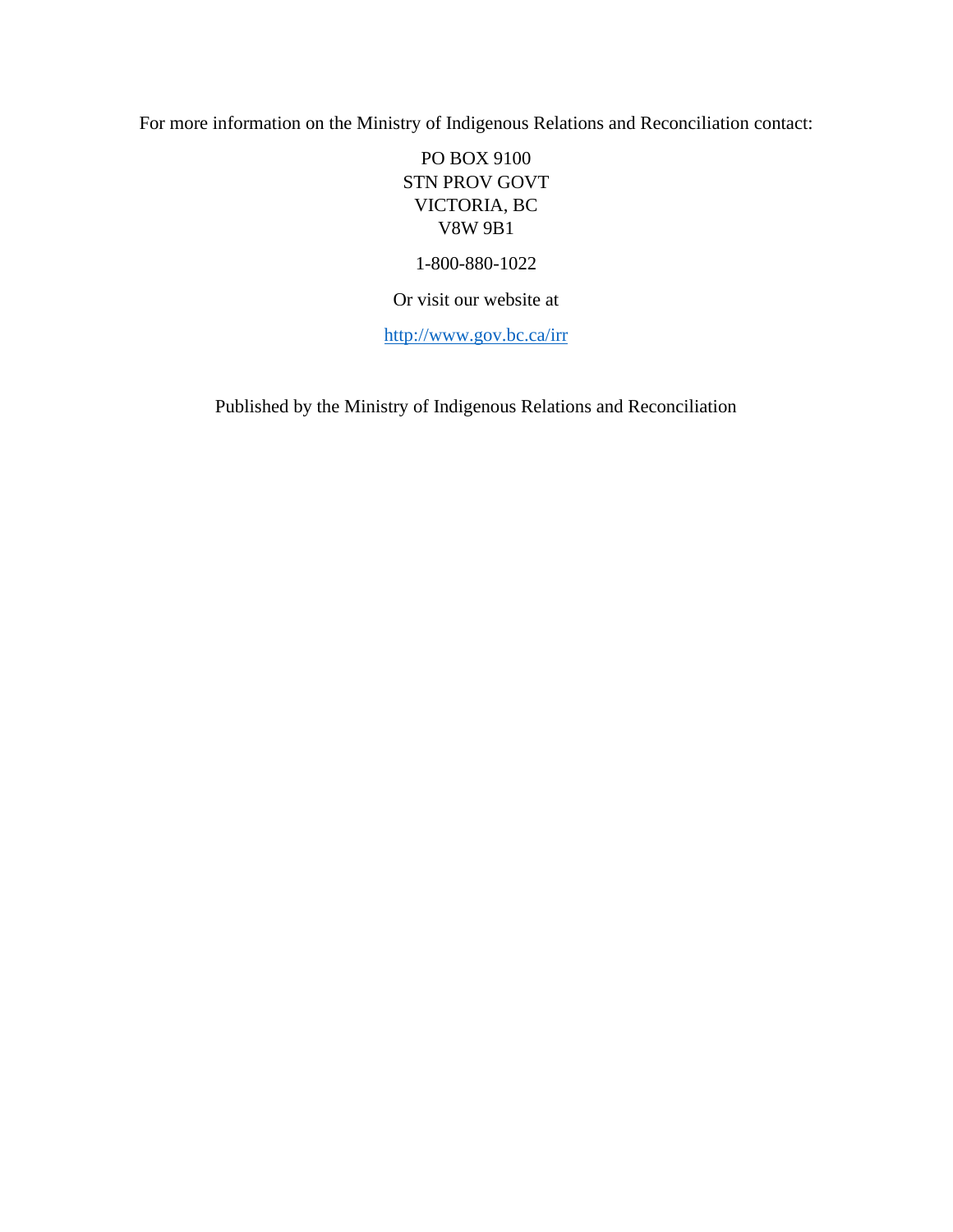For more information on the Ministry of Indigenous Relations and Reconciliation contact:

PO BOX 9100
STN PROV GOVT
VICTORIA, BC
V8W 9B1

1-800-880-1022

Or visit our website at

http://www.gov.bc.ca/irr

Published by the Ministry of Indigenous Relations and Reconciliation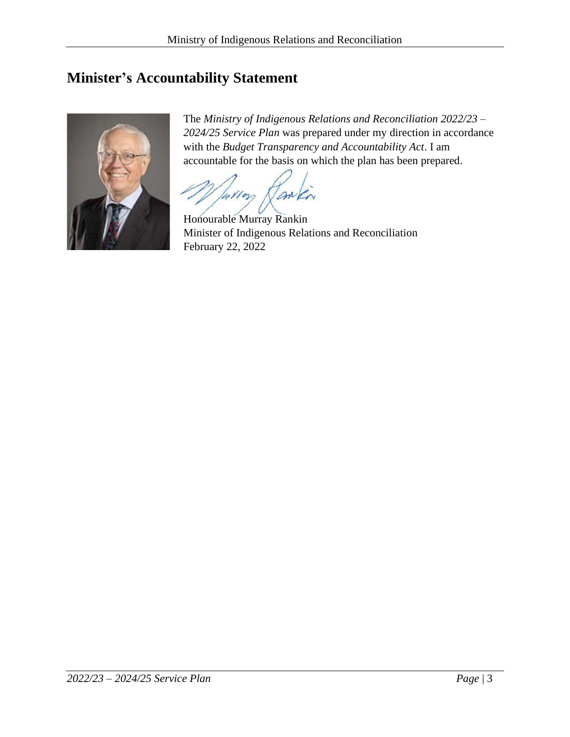## Minister's Accountability Statement

The *Ministry of Indigenous Relations and Reconciliation 2022/23 – 2024/25 Service Plan* was prepared under my direction in accordance with the *Budget Transparency and Accountability Act*. I am accountable for the basis on which the plan has been prepared.

Honourable Murray Rankin
Minister of Indigenous Relations and Reconciliation
February 22, 2022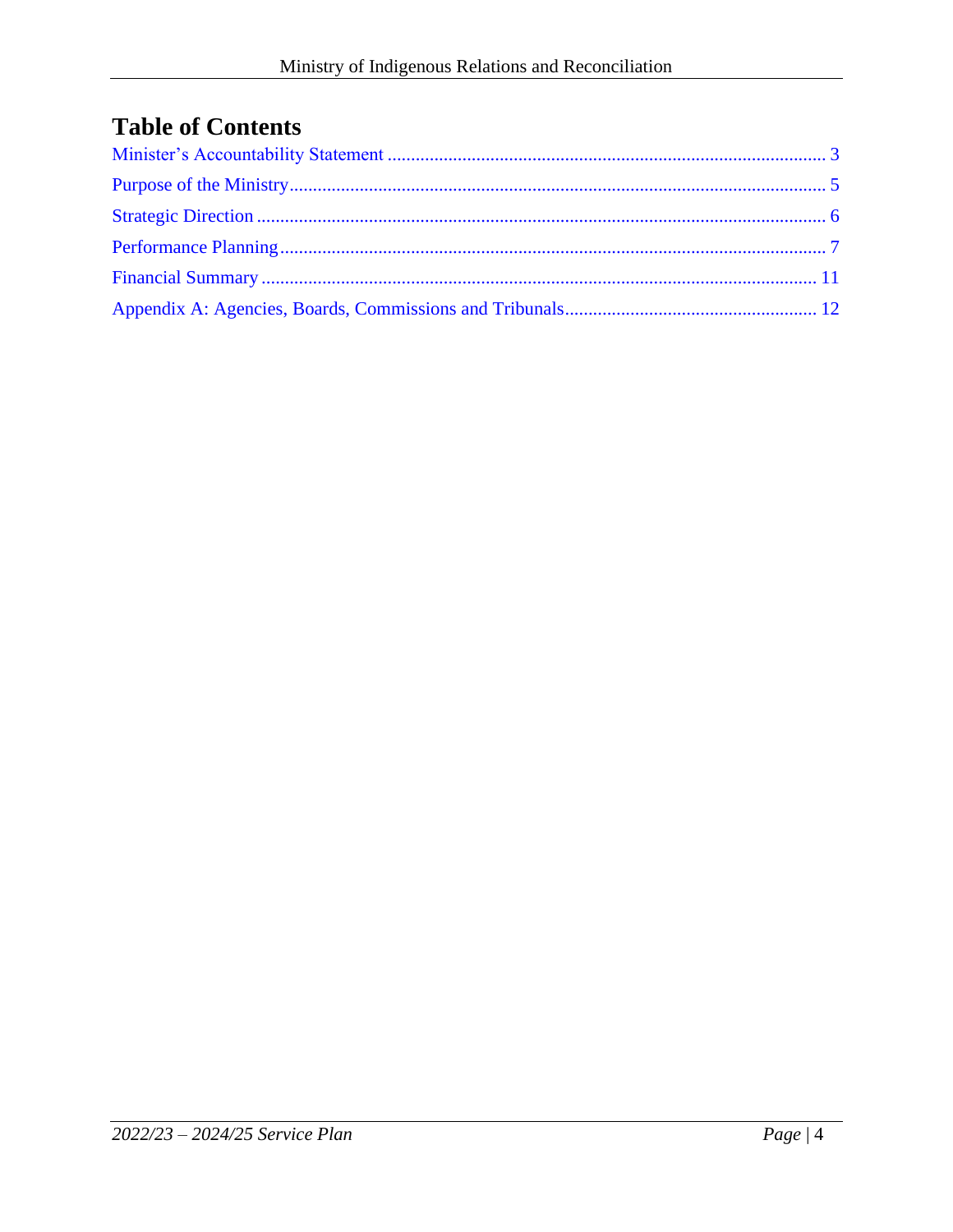# Table of Contents

Minister's Accountability Statement ............................................................................................ 3

Purpose of the Ministry.................................................................................................................. 5

Strategic Direction ........................................................................................................................ 6

Performance Planning.................................................................................................................... 7

Financial Summary ...................................................................................................................... 11

Appendix A: Agencies, Boards, Commissions and Tribunals..................................................... 12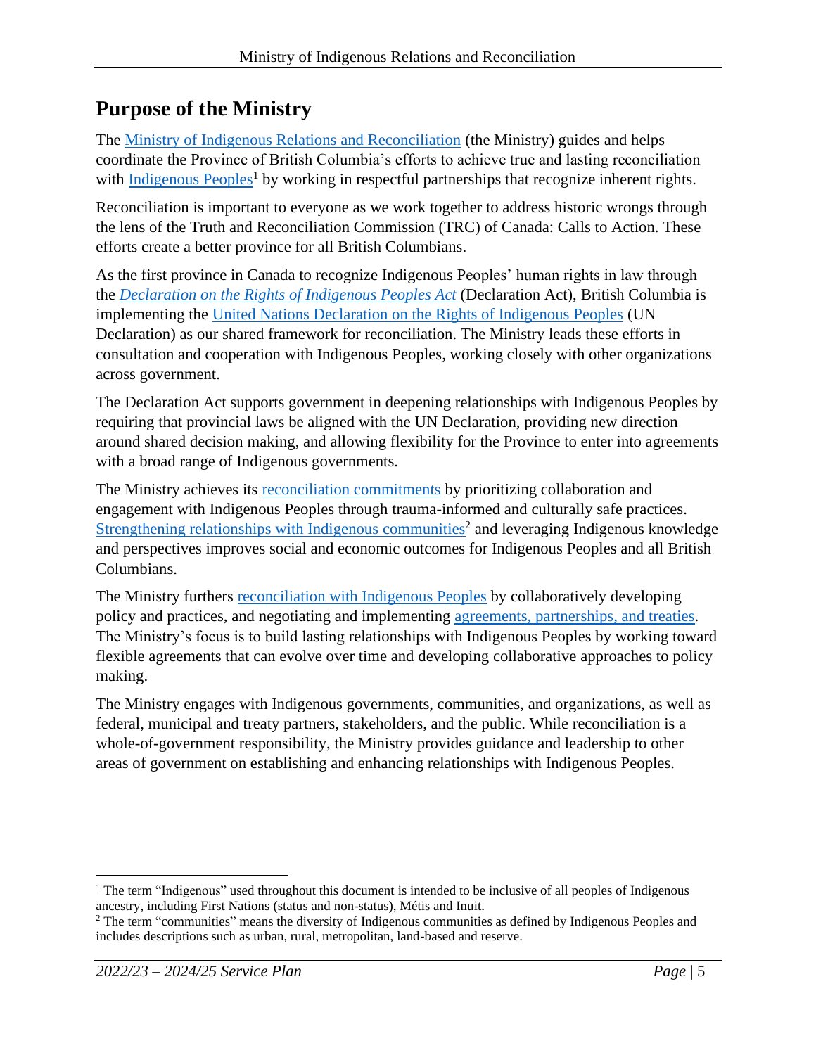## Purpose of the Ministry

The Ministry of Indigenous Relations and Reconciliation (the Ministry) guides and helps coordinate the Province of British Columbia's efforts to achieve true and lasting reconciliation with Indigenous Peoples[1] by working in respectful partnerships that recognize inherent rights.

Reconciliation is important to everyone as we work together to address historic wrongs through the lens of the Truth and Reconciliation Commission (TRC) of Canada: Calls to Action. These efforts create a better province for all British Columbians.

As the first province in Canada to recognize Indigenous Peoples' human rights in law through the *Declaration on the Rights of Indigenous Peoples Act* (Declaration Act), British Columbia is implementing the United Nations Declaration on the Rights of Indigenous Peoples (UN Declaration) as our shared framework for reconciliation. The Ministry leads these efforts in consultation and cooperation with Indigenous Peoples, working closely with other organizations across government.

The Declaration Act supports government in deepening relationships with Indigenous Peoples by requiring that provincial laws be aligned with the UN Declaration, providing new direction around shared decision making, and allowing flexibility for the Province to enter into agreements with a broad range of Indigenous governments.

The Ministry achieves its reconciliation commitments by prioritizing collaboration and engagement with Indigenous Peoples through trauma-informed and culturally safe practices. Strengthening relationships with Indigenous communities[2] and leveraging Indigenous knowledge and perspectives improves social and economic outcomes for Indigenous Peoples and all British Columbians.

The Ministry furthers reconciliation with Indigenous Peoples by collaboratively developing policy and practices, and negotiating and implementing agreements, partnerships, and treaties. The Ministry's focus is to build lasting relationships with Indigenous Peoples by working toward flexible agreements that can evolve over time and developing collaborative approaches to policy making.

The Ministry engages with Indigenous governments, communities, and organizations, as well as federal, municipal and treaty partners, stakeholders, and the public. While reconciliation is a whole-of-government responsibility, the Ministry provides guidance and leadership to other areas of government on establishing and enhancing relationships with Indigenous Peoples.

---

[1] The term "Indigenous" used throughout this document is intended to be inclusive of all peoples of Indigenous ancestry, including First Nations (status and non-status), Métis and Inuit.

[2] The term "communities" means the diversity of Indigenous communities as defined by Indigenous Peoples and includes descriptions such as urban, rural, metropolitan, land-based and reserve.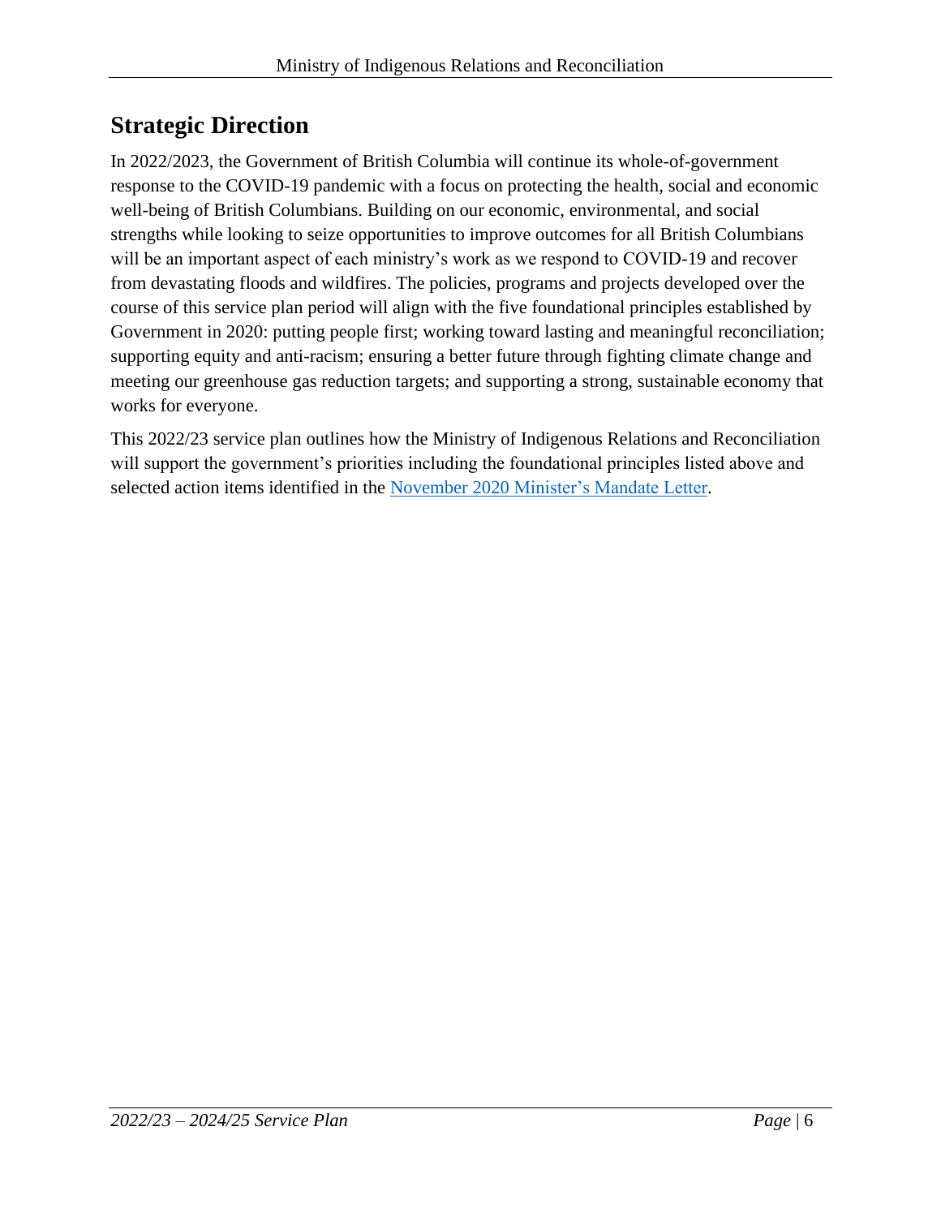## Strategic Direction

In 2022/2023, the Government of British Columbia will continue its whole-of-government response to the COVID-19 pandemic with a focus on protecting the health, social and economic well-being of British Columbians. Building on our economic, environmental, and social strengths while looking to seize opportunities to improve outcomes for all British Columbians will be an important aspect of each ministry's work as we respond to COVID-19 and recover from devastating floods and wildfires. The policies, programs and projects developed over the course of this service plan period will align with the five foundational principles established by Government in 2020: putting people first; working toward lasting and meaningful reconciliation; supporting equity and anti-racism; ensuring a better future through fighting climate change and meeting our greenhouse gas reduction targets; and supporting a strong, sustainable economy that works for everyone.

This 2022/23 service plan outlines how the Ministry of Indigenous Relations and Reconciliation will support the government's priorities including the foundational principles listed above and selected action items identified in the November 2020 Minister's Mandate Letter.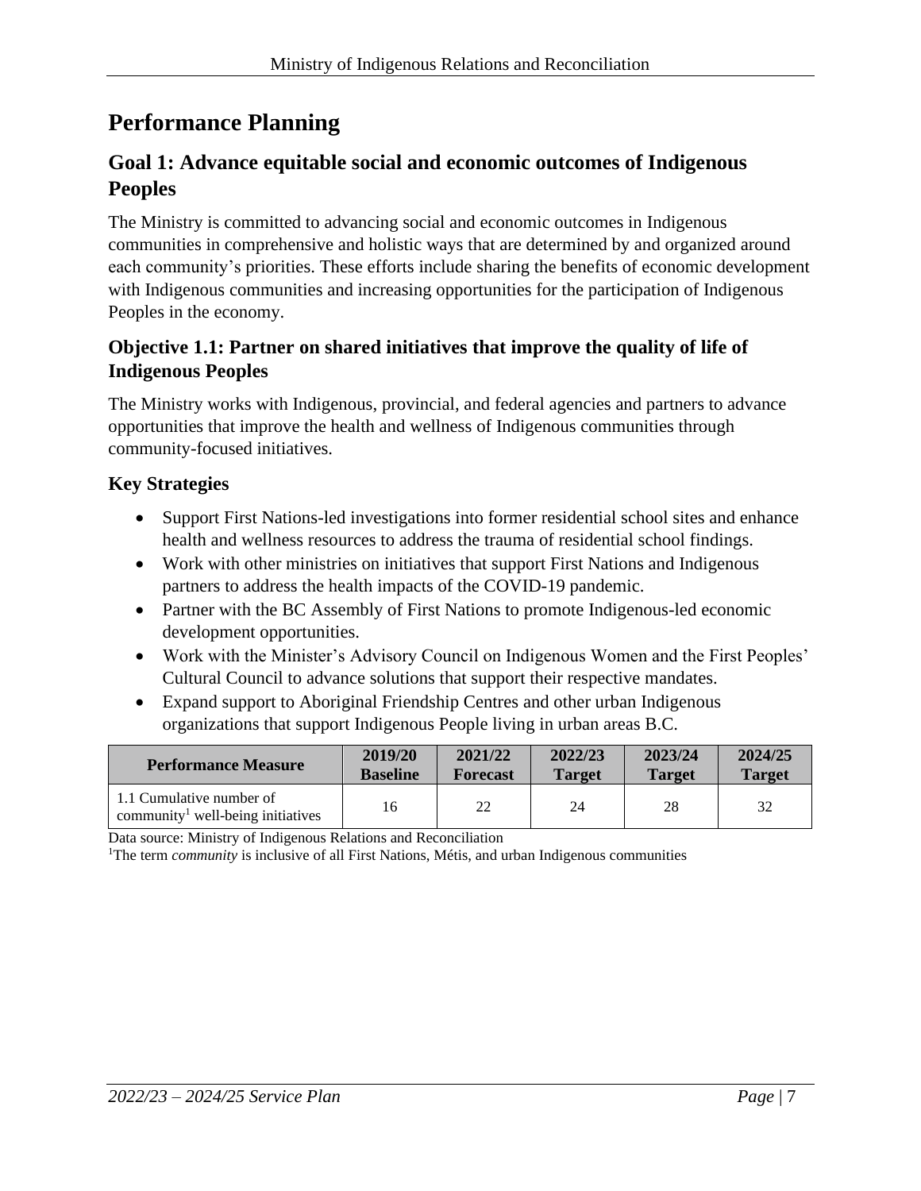# Performance Planning

## Goal 1: Advance equitable social and economic outcomes of Indigenous Peoples

The Ministry is committed to advancing social and economic outcomes in Indigenous communities in comprehensive and holistic ways that are determined by and organized around each community's priorities. These efforts include sharing the benefits of economic development with Indigenous communities and increasing opportunities for the participation of Indigenous Peoples in the economy.

### Objective 1.1: Partner on shared initiatives that improve the quality of life of Indigenous Peoples

The Ministry works with Indigenous, provincial, and federal agencies and partners to advance opportunities that improve the health and wellness of Indigenous communities through community-focused initiatives.

### Key Strategies

- Support First Nations-led investigations into former residential school sites and enhance health and wellness resources to address the trauma of residential school findings.
- Work with other ministries on initiatives that support First Nations and Indigenous partners to address the health impacts of the COVID-19 pandemic.
- Partner with the BC Assembly of First Nations to promote Indigenous-led economic development opportunities.
- Work with the Minister's Advisory Council on Indigenous Women and the First Peoples' Cultural Council to advance solutions that support their respective mandates.
- Expand support to Aboriginal Friendship Centres and other urban Indigenous organizations that support Indigenous People living in urban areas B.C.

| Performance Measure | 2019/20 Baseline | 2021/22 Forecast | 2022/23 Target | 2023/24 Target | 2024/25 Target |
|---|---|---|---|---|---|
| 1.1 Cumulative number of community[1] well-being initiatives | 16 | 22 | 24 | 28 | 32 |

Data source: Ministry of Indigenous Relations and Reconciliation

[1]The term *community* is inclusive of all First Nations, Métis, and urban Indigenous communities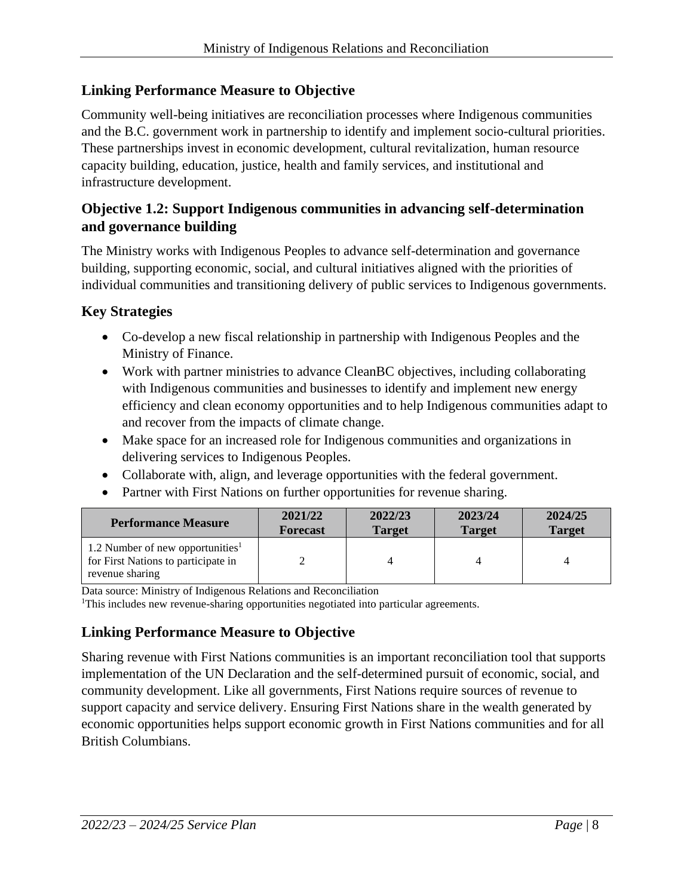### Linking Performance Measure to Objective

Community well-being initiatives are reconciliation processes where Indigenous communities and the B.C. government work in partnership to identify and implement socio-cultural priorities. These partnerships invest in economic development, cultural revitalization, human resource capacity building, education, justice, health and family services, and institutional and infrastructure development.

### Objective 1.2: Support Indigenous communities in advancing self-determination and governance building

The Ministry works with Indigenous Peoples to advance self-determination and governance building, supporting economic, social, and cultural initiatives aligned with the priorities of individual communities and transitioning delivery of public services to Indigenous governments.

### Key Strategies

- Co-develop a new fiscal relationship in partnership with Indigenous Peoples and the Ministry of Finance.
- Work with partner ministries to advance CleanBC objectives, including collaborating with Indigenous communities and businesses to identify and implement new energy efficiency and clean economy opportunities and to help Indigenous communities adapt to and recover from the impacts of climate change.
- Make space for an increased role for Indigenous communities and organizations in delivering services to Indigenous Peoples.
- Collaborate with, align, and leverage opportunities with the federal government.
- Partner with First Nations on further opportunities for revenue sharing.

| Performance Measure | 2021/22 Forecast | 2022/23 Target | 2023/24 Target | 2024/25 Target |
|---|---|---|---|---|
| 1.2 Number of new opportunities[1] for First Nations to participate in revenue sharing | 2 | 4 | 4 | 4 |

Data source: Ministry of Indigenous Relations and Reconciliation

[1]This includes new revenue-sharing opportunities negotiated into particular agreements.

### Linking Performance Measure to Objective

Sharing revenue with First Nations communities is an important reconciliation tool that supports implementation of the UN Declaration and the self-determined pursuit of economic, social, and community development. Like all governments, First Nations require sources of revenue to support capacity and service delivery. Ensuring First Nations share in the wealth generated by economic opportunities helps support economic growth in First Nations communities and for all British Columbians.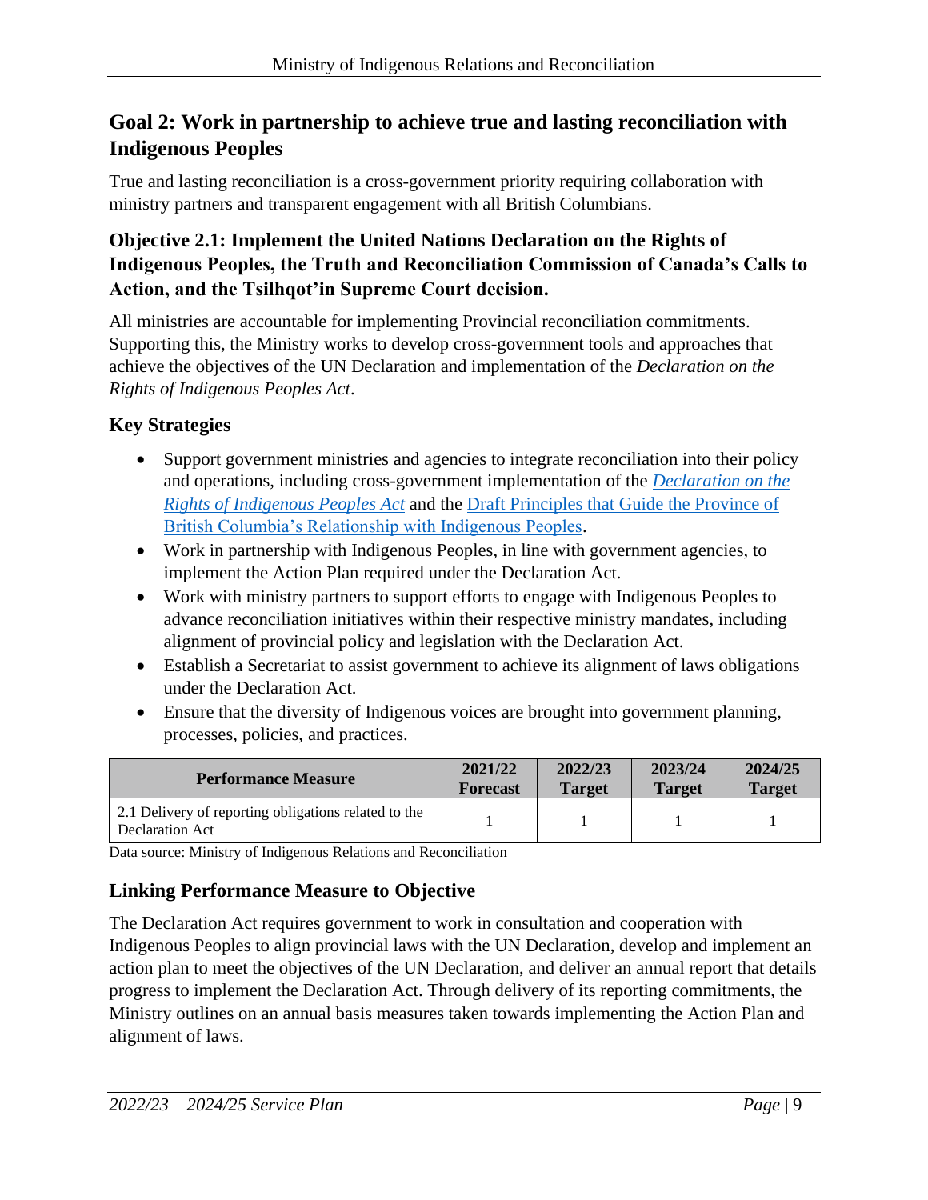## Goal 2: Work in partnership to achieve true and lasting reconciliation with Indigenous Peoples

True and lasting reconciliation is a cross-government priority requiring collaboration with ministry partners and transparent engagement with all British Columbians.

### Objective 2.1: Implement the United Nations Declaration on the Rights of Indigenous Peoples, the Truth and Reconciliation Commission of Canada's Calls to Action, and the Tsilhqot'in Supreme Court decision.

All ministries are accountable for implementing Provincial reconciliation commitments. Supporting this, the Ministry works to develop cross-government tools and approaches that achieve the objectives of the UN Declaration and implementation of the *Declaration on the Rights of Indigenous Peoples Act*.

### Key Strategies

- Support government ministries and agencies to integrate reconciliation into their policy and operations, including cross-government implementation of the *Declaration on the Rights of Indigenous Peoples Act* and the Draft Principles that Guide the Province of British Columbia's Relationship with Indigenous Peoples.
- Work in partnership with Indigenous Peoples, in line with government agencies, to implement the Action Plan required under the Declaration Act.
- Work with ministry partners to support efforts to engage with Indigenous Peoples to advance reconciliation initiatives within their respective ministry mandates, including alignment of provincial policy and legislation with the Declaration Act.
- Establish a Secretariat to assist government to achieve its alignment of laws obligations under the Declaration Act.
- Ensure that the diversity of Indigenous voices are brought into government planning, processes, policies, and practices.

| Performance Measure | 2021/22 Forecast | 2022/23 Target | 2023/24 Target | 2024/25 Target |
|---|---|---|---|---|
| 2.1 Delivery of reporting obligations related to the Declaration Act | 1 | 1 | 1 | 1 |

Data source: Ministry of Indigenous Relations and Reconciliation

### Linking Performance Measure to Objective

The Declaration Act requires government to work in consultation and cooperation with Indigenous Peoples to align provincial laws with the UN Declaration, develop and implement an action plan to meet the objectives of the UN Declaration, and deliver an annual report that details progress to implement the Declaration Act. Through delivery of its reporting commitments, the Ministry outlines on an annual basis measures taken towards implementing the Action Plan and alignment of laws.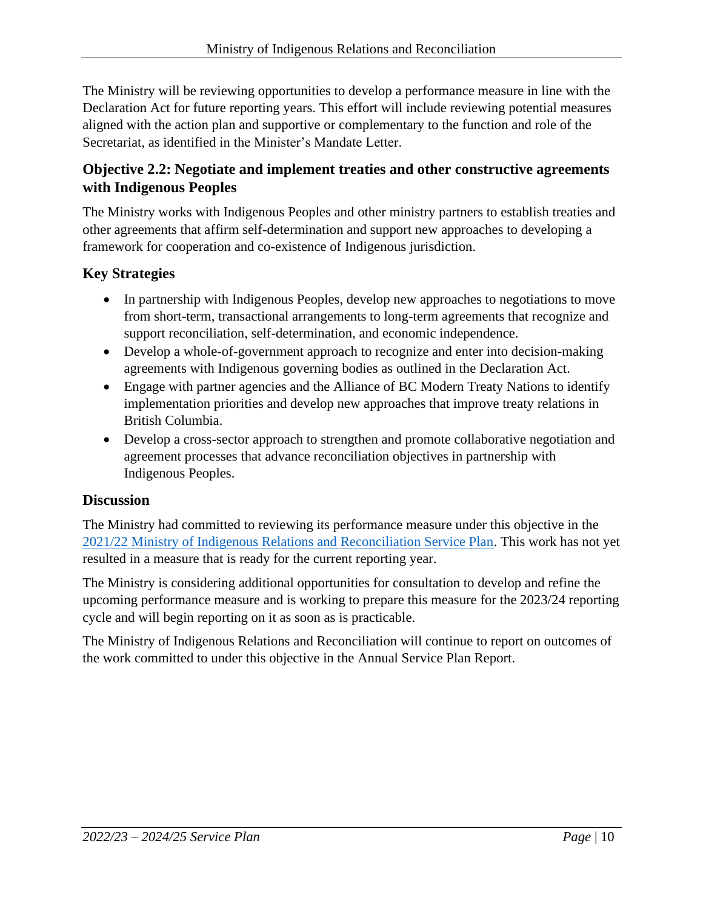The Ministry will be reviewing opportunities to develop a performance measure in line with the Declaration Act for future reporting years. This effort will include reviewing potential measures aligned with the action plan and supportive or complementary to the function and role of the Secretariat, as identified in the Minister's Mandate Letter.

### Objective 2.2: Negotiate and implement treaties and other constructive agreements with Indigenous Peoples

The Ministry works with Indigenous Peoples and other ministry partners to establish treaties and other agreements that affirm self-determination and support new approaches to developing a framework for cooperation and co-existence of Indigenous jurisdiction.

### Key Strategies

- In partnership with Indigenous Peoples, develop new approaches to negotiations to move from short-term, transactional arrangements to long-term agreements that recognize and support reconciliation, self-determination, and economic independence.
- Develop a whole-of-government approach to recognize and enter into decision-making agreements with Indigenous governing bodies as outlined in the Declaration Act.
- Engage with partner agencies and the Alliance of BC Modern Treaty Nations to identify implementation priorities and develop new approaches that improve treaty relations in British Columbia.
- Develop a cross-sector approach to strengthen and promote collaborative negotiation and agreement processes that advance reconciliation objectives in partnership with Indigenous Peoples.

### Discussion

The Ministry had committed to reviewing its performance measure under this objective in the 2021/22 Ministry of Indigenous Relations and Reconciliation Service Plan. This work has not yet resulted in a measure that is ready for the current reporting year.

The Ministry is considering additional opportunities for consultation to develop and refine the upcoming performance measure and is working to prepare this measure for the 2023/24 reporting cycle and will begin reporting on it as soon as is practicable.

The Ministry of Indigenous Relations and Reconciliation will continue to report on outcomes of the work committed to under this objective in the Annual Service Plan Report.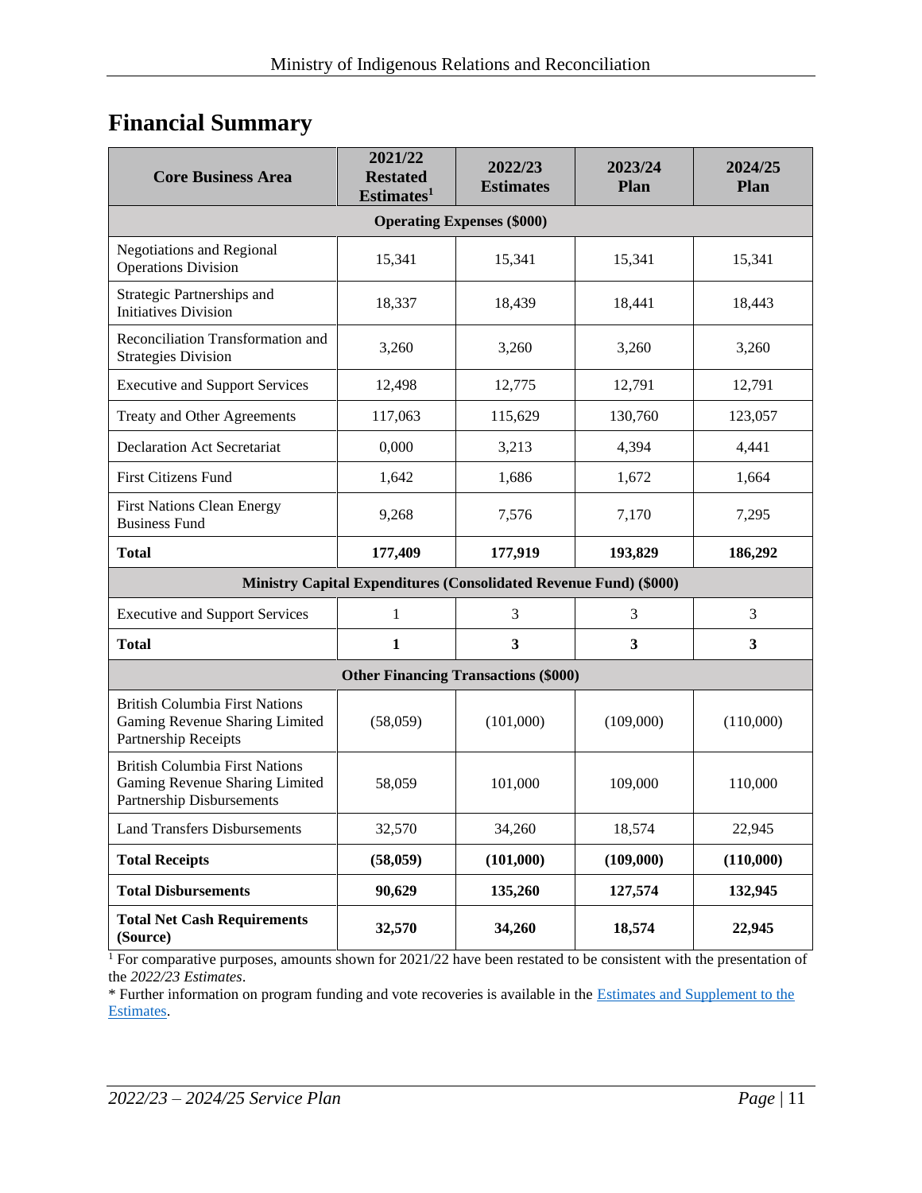## Financial Summary

| Core Business Area | 2021/22 Restated Estimates[1] | 2022/23 Estimates | 2023/24 Plan | 2024/25 Plan |
|---|---|---|---|---|
| **Operating Expenses ($000)** | | | | |
| Negotiations and Regional Operations Division | 15,341 | 15,341 | 15,341 | 15,341 |
| Strategic Partnerships and Initiatives Division | 18,337 | 18,439 | 18,441 | 18,443 |
| Reconciliation Transformation and Strategies Division | 3,260 | 3,260 | 3,260 | 3,260 |
| Executive and Support Services | 12,498 | 12,775 | 12,791 | 12,791 |
| Treaty and Other Agreements | 117,063 | 115,629 | 130,760 | 123,057 |
| Declaration Act Secretariat | 0,000 | 3,213 | 4,394 | 4,441 |
| First Citizens Fund | 1,642 | 1,686 | 1,672 | 1,664 |
| First Nations Clean Energy Business Fund | 9,268 | 7,576 | 7,170 | 7,295 |
| **Total** | **177,409** | **177,919** | **193,829** | **186,292** |
| **Ministry Capital Expenditures (Consolidated Revenue Fund) ($000)** | | | | |
| Executive and Support Services | 1 | 3 | 3 | 3 |
| **Total** | **1** | **3** | **3** | **3** |
| **Other Financing Transactions ($000)** | | | | |
| British Columbia First Nations Gaming Revenue Sharing Limited Partnership Receipts | (58,059) | (101,000) | (109,000) | (110,000) |
| British Columbia First Nations Gaming Revenue Sharing Limited Partnership Disbursements | 58,059 | 101,000 | 109,000 | 110,000 |
| Land Transfers Disbursements | 32,570 | 34,260 | 18,574 | 22,945 |
| **Total Receipts** | **(58,059)** | **(101,000)** | **(109,000)** | **(110,000)** |
| **Total Disbursements** | **90,629** | **135,260** | **127,574** | **132,945** |
| **Total Net Cash Requirements (Source)** | **32,570** | **34,260** | **18,574** | **22,945** |

[1] For comparative purposes, amounts shown for 2021/22 have been restated to be consistent with the presentation of the *2022/23 Estimates*.

* Further information on program funding and vote recoveries is available in the Estimates and Supplement to the Estimates.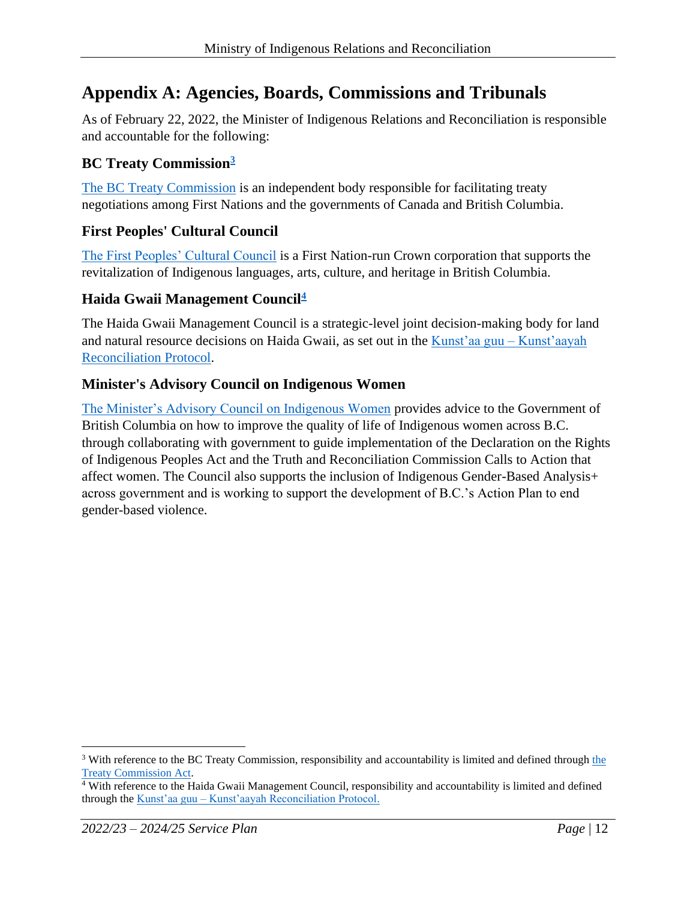# Appendix A: Agencies, Boards, Commissions and Tribunals

As of February 22, 2022, the Minister of Indigenous Relations and Reconciliation is responsible and accountable for the following:

## BC Treaty Commission[3]

The BC Treaty Commission is an independent body responsible for facilitating treaty negotiations among First Nations and the governments of Canada and British Columbia.

## First Peoples' Cultural Council

The First Peoples' Cultural Council is a First Nation-run Crown corporation that supports the revitalization of Indigenous languages, arts, culture, and heritage in British Columbia.

## Haida Gwaii Management Council[4]

The Haida Gwaii Management Council is a strategic-level joint decision-making body for land and natural resource decisions on Haida Gwaii, as set out in the Kunst'aa guu – Kunst'aayah Reconciliation Protocol.

## Minister's Advisory Council on Indigenous Women

The Minister's Advisory Council on Indigenous Women provides advice to the Government of British Columbia on how to improve the quality of life of Indigenous women across B.C. through collaborating with government to guide implementation of the Declaration on the Rights of Indigenous Peoples Act and the Truth and Reconciliation Commission Calls to Action that affect women. The Council also supports the inclusion of Indigenous Gender-Based Analysis+ across government and is working to support the development of B.C.'s Action Plan to end gender-based violence.

---

[3] With reference to the BC Treaty Commission, responsibility and accountability is limited and defined through the Treaty Commission Act.

[4] With reference to the Haida Gwaii Management Council, responsibility and accountability is limited and defined through the Kunst'aa guu – Kunst'aayah Reconciliation Protocol.